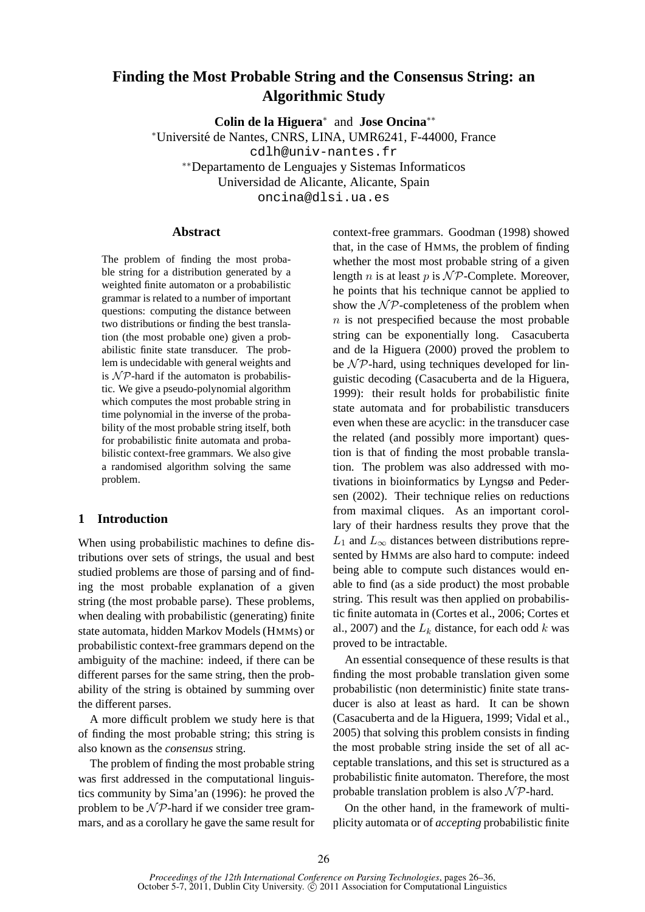# Finding the Most Probable String and the Consensus String: an Algorithmic Study

**Colin de la Higuera**[*] and **Jose Oncina**[**]

[*]Université de Nantes, CNRS, LINA, UMR6241, F-44000, France
cdlh@univ-nantes.fr
[**]Departamento de Lenguajes y Sistemas Informaticos
Universidad de Alicante, Alicante, Spain
oncina@dlsi.ua.es

## Abstract

The problem of finding the most probable string for a distribution generated by a weighted finite automaton or a probabilistic grammar is related to a number of important questions: computing the distance between two distributions or finding the best translation (the most probable one) given a probabilistic finite state transducer. The problem is undecidable with general weights and is $\mathcal{NP}$-hard if the automaton is probabilistic. We give a pseudo-polynomial algorithm which computes the most probable string in time polynomial in the inverse of the probability of the most probable string itself, both for probabilistic finite automata and probabilistic context-free grammars. We also give a randomised algorithm solving the same problem.

## 1 Introduction

When using probabilistic machines to define distributions over sets of strings, the usual and best studied problems are those of parsing and of finding the most probable explanation of a given string (the most probable parse). These problems, when dealing with probabilistic (generating) finite state automata, hidden Markov Models (HMMs) or probabilistic context-free grammars depend on the ambiguity of the machine: indeed, if there can be different parses for the same string, then the probability of the string is obtained by summing over the different parses.

A more difficult problem we study here is that of finding the most probable string; this string is also known as the *consensus* string.

The problem of finding the most probable string was first addressed in the computational linguistics community by Sima'an (1996): he proved the problem to be $\mathcal{NP}$-hard if we consider tree grammars, and as a corollary he gave the same result for context-free grammars. Goodman (1998) showed that, in the case of HMMs, the problem of finding whether the most most probable string of a given length $n$ is at least $p$ is $\mathcal{NP}$-Complete. Moreover, he points that his technique cannot be applied to show the $\mathcal{NP}$-completeness of the problem when $n$ is not prespecified because the most probable string can be exponentially long. Casacuberta and de la Higuera (2000) proved the problem to be $\mathcal{NP}$-hard, using techniques developed for linguistic decoding (Casacuberta and de la Higuera, 1999): their result holds for probabilistic finite state automata and for probabilistic transducers even when these are acyclic: in the transducer case the related (and possibly more important) question is that of finding the most probable translation. The problem was also addressed with motivations in bioinformatics by Lyngsø and Pedersen (2002). Their technique relies on reductions from maximal cliques. As an important corollary of their hardness results they prove that the $L_1$ and $L_\infty$ distances between distributions represented by HMMs are also hard to compute: indeed being able to compute such distances would enable to find (as a side product) the most probable string. This result was then applied on probabilistic finite automata in (Cortes et al., 2006; Cortes et al., 2007) and the $L_k$ distance, for each odd $k$ was proved to be intractable.

An essential consequence of these results is that finding the most probable translation given some probabilistic (non deterministic) finite state transducer is also at least as hard. It can be shown (Casacuberta and de la Higuera, 1999; Vidal et al., 2005) that solving this problem consists in finding the most probable string inside the set of all acceptable translations, and this set is structured as a probabilistic finite automaton. Therefore, the most probable translation problem is also $\mathcal{NP}$-hard.

On the other hand, in the framework of multiplicity automata or of *accepting* probabilistic finite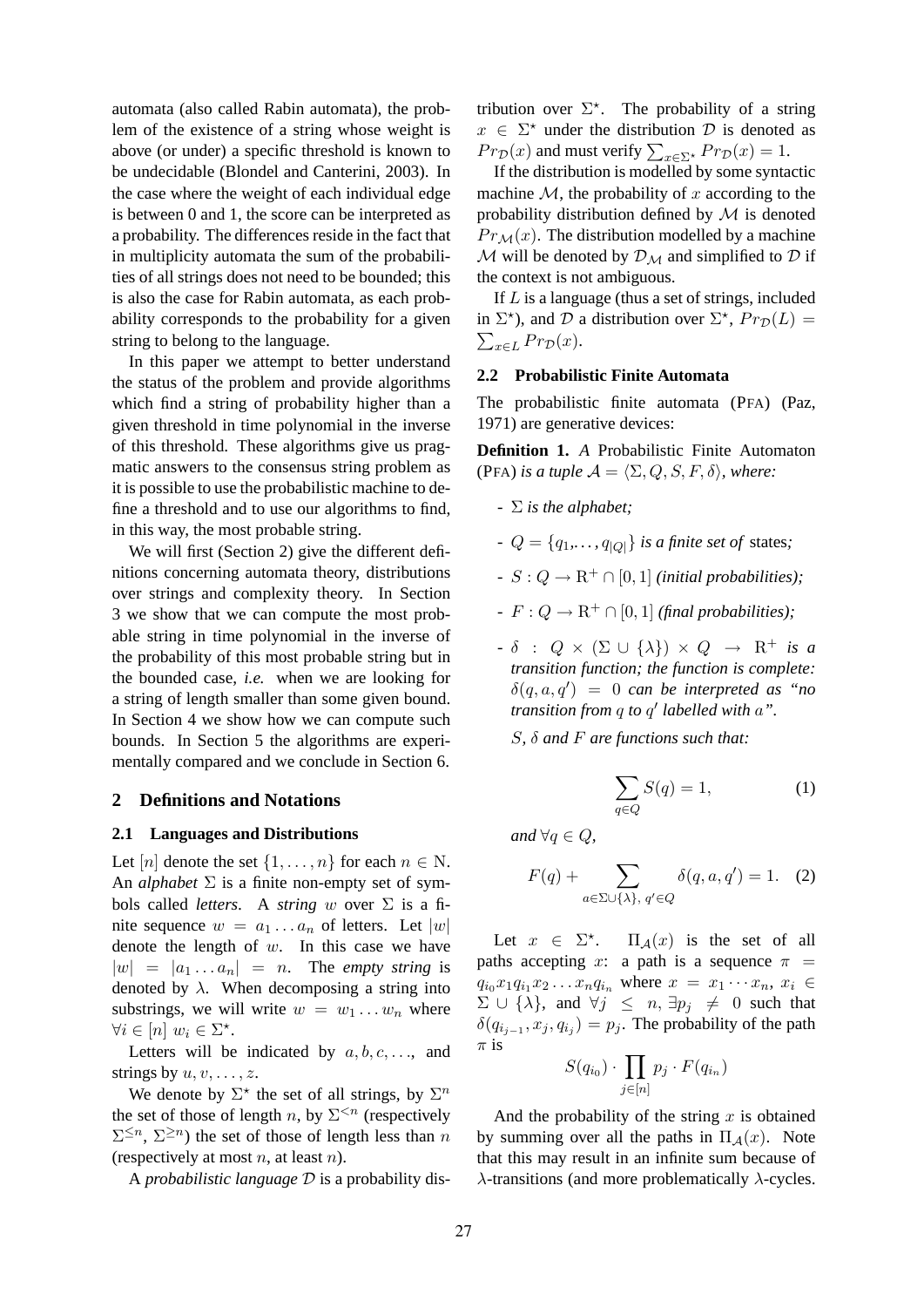automata (also called Rabin automata), the problem of the existence of a string whose weight is above (or under) a specific threshold is known to be undecidable (Blondel and Canterini, 2003). In the case where the weight of each individual edge is between 0 and 1, the score can be interpreted as a probability. The differences reside in the fact that in multiplicity automata the sum of the probabilities of all strings does not need to be bounded; this is also the case for Rabin automata, as each probability corresponds to the probability for a given string to belong to the language.

In this paper we attempt to better understand the status of the problem and provide algorithms which find a string of probability higher than a given threshold in time polynomial in the inverse of this threshold. These algorithms give us pragmatic answers to the consensus string problem as it is possible to use the probabilistic machine to define a threshold and to use our algorithms to find, in this way, the most probable string.

We will first (Section 2) give the different definitions concerning automata theory, distributions over strings and complexity theory. In Section 3 we show that we can compute the most probable string in time polynomial in the inverse of the probability of this most probable string but in the bounded case, *i.e.* when we are looking for a string of length smaller than some given bound. In Section 4 we show how we can compute such bounds. In Section 5 the algorithms are experimentally compared and we conclude in Section 6.

## 2 Definitions and Notations

### 2.1 Languages and Distributions

Let $[n]$ denote the set $\{1, \ldots, n\}$ for each $n \in \mathbb{N}$. An *alphabet* $\Sigma$ is a finite non-empty set of symbols called *letters*. A *string* $w$ over $\Sigma$ is a finite sequence $w = a_1 \ldots a_n$ of letters. Let $|w|$ denote the length of $w$. In this case we have $|w| = |a_1 \ldots a_n| = n$. The *empty string* is denoted by $\lambda$. When decomposing a string into substrings, we will write $w = w_1 \ldots w_n$ where $\forall i \in [n]\ w_i \in \Sigma^\star$.

Letters will be indicated by $a, b, c, \ldots$, and strings by $u, v, \ldots, z$.

We denote by $\Sigma^\star$ the set of all strings, by $\Sigma^n$ the set of those of length $n$, by $\Sigma^{<n}$ (respectively $\Sigma^{\leq n}$, $\Sigma^{\geq n}$) the set of those of length less than $n$ (respectively at most $n$, at least $n$).

A *probabilistic language* $\mathcal{D}$ is a probability distribution over $\Sigma^\star$. The probability of a string $x \in \Sigma^\star$ under the distribution $\mathcal{D}$ is denoted as $Pr_{\mathcal{D}}(x)$ and must verify $\sum_{x \in \Sigma^\star} Pr_{\mathcal{D}}(x) = 1$.

If the distribution is modelled by some syntactic machine $\mathcal{M}$, the probability of $x$ according to the probability distribution defined by $\mathcal{M}$ is denoted $Pr_{\mathcal{M}}(x)$. The distribution modelled by a machine $\mathcal{M}$ will be denoted by $\mathcal{D}_{\mathcal{M}}$ and simplified to $\mathcal{D}$ if the context is not ambiguous.

If $L$ is a language (thus a set of strings, included in $\Sigma^\star$), and $\mathcal{D}$ a distribution over $\Sigma^\star$, $Pr_{\mathcal{D}}(L) = \sum_{x \in L} Pr_{\mathcal{D}}(x)$.

### 2.2 Probabilistic Finite Automata

The probabilistic finite automata (PFA) (Paz, 1971) are generative devices:

**Definition 1.** *A* Probabilistic Finite Automaton (PFA) *is a tuple* $\mathcal{A} = \langle \Sigma, Q, S, F, \delta \rangle$, *where:*

- $\Sigma$ *is the alphabet;*
- $Q = \{q_1, \ldots, q_{|Q|}\}$ *is a finite set of* states*;*
- $S : Q \to \mathbb{R}^+ \cap [0, 1]$ *(initial probabilities);*
- $F : Q \to \mathbb{R}^+ \cap [0, 1]$ *(final probabilities);*
- $\delta : Q \times (\Sigma \cup \{\lambda\}) \times Q \to \mathbb{R}^+$ *is a transition function; the function is complete:* $\delta(q, a, q') = 0$ *can be interpreted as "no transition from* $q$ *to* $q'$ *labelled with* $a$*".*

*$S$, $\delta$ and $F$ are functions such that:*

$$\sum_{q \in Q} S(q) = 1, \tag{1}$$

*and* $\forall q \in Q$,

$$F(q) + \sum_{a \in \Sigma \cup \{\lambda\},\ q' \in Q} \delta(q, a, q') = 1. \tag{2}$$

Let $x \in \Sigma^\star$. $\Pi_{\mathcal{A}}(x)$ is the set of all paths accepting $x$: a path is a sequence $\pi = q_{i_0} x_1 q_{i_1} x_2 \ldots x_n q_{i_n}$ where $x = x_1 \cdots x_n$, $x_i \in \Sigma \cup \{\lambda\}$, and $\forall j \leq n$, $\exists p_j \neq 0$ such that $\delta(q_{i_{j-1}}, x_j, q_{i_j}) = p_j$. The probability of the path $\pi$ is

$$S(q_{i_0}) \cdot \prod_{j \in [n]} p_j \cdot F(q_{i_n})$$

And the probability of the string $x$ is obtained by summing over all the paths in $\Pi_{\mathcal{A}}(x)$. Note that this may result in an infinite sum because of $\lambda$-transitions (and more problematically $\lambda$-cycles.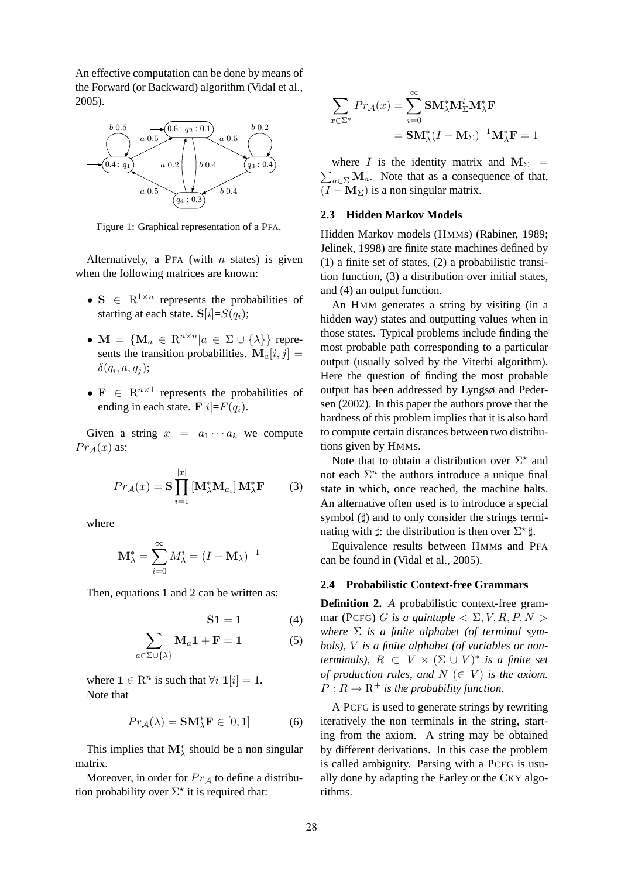An effective computation can be done by means of the Forward (or Backward) algorithm (Vidal et al., 2005).

Figure 1: Graphical representation of a PFA.

Alternatively, a PFA (with $n$ states) is given when the following matrices are known:

- $\mathbf{S} \in \mathbb{R}^{1\times n}$ represents the probabilities of starting at each state. $\mathbf{S}[i]=S(q_i)$;
- $\mathbf{M} = \{\mathbf{M}_a \in \mathbb{R}^{n\times n} | a \in \Sigma \cup \{\lambda\}\}$ represents the transition probabilities. $\mathbf{M}_a[i,j] = \delta(q_i, a, q_j)$;
- $\mathbf{F} \in \mathbb{R}^{n\times 1}$ represents the probabilities of ending in each state. $\mathbf{F}[i]=F(q_i)$.

Given a string $x = a_1 \cdots a_k$ we compute $Pr_{\mathcal{A}}(x)$ as:

$$Pr_{\mathcal{A}}(x) = \mathbf{S} \prod_{i=1}^{|x|} [\mathbf{M}_\lambda^* \mathbf{M}_{a_i}] \mathbf{M}_\lambda^* \mathbf{F} \qquad (3)$$

where

$$\mathbf{M}_\lambda^* = \sum_{i=0}^{\infty} M_\lambda^i = (I - \mathbf{M}_\lambda)^{-1}$$

Then, equations 1 and 2 can be written as:

$$\mathbf{S1} = 1 \qquad (4)$$

$$\sum_{a \in \Sigma \cup \{\lambda\}} \mathbf{M}_a \mathbf{1} + \mathbf{F} = \mathbf{1} \qquad (5)$$

where $\mathbf{1} \in \mathbb{R}^n$ is such that $\forall i \; \mathbf{1}[i] = 1$.
Note that

$$Pr_{\mathcal{A}}(\lambda) = \mathbf{S}\mathbf{M}_\lambda^* \mathbf{F} \in [0,1] \qquad (6)$$

This implies that $\mathbf{M}_\lambda^*$ should be a non singular matrix.

Moreover, in order for $Pr_{\mathcal{A}}$ to define a distribution probability over $\Sigma^\star$ it is required that:

$$\sum_{x \in \Sigma^*} Pr_{\mathcal{A}}(x) = \sum_{i=0}^{\infty} \mathbf{S}\mathbf{M}_\lambda^* \mathbf{M}_\Sigma^i \mathbf{M}_\lambda^* \mathbf{F}$$
$$= \mathbf{S}\mathbf{M}_\lambda^* (I - \mathbf{M}_\Sigma)^{-1} \mathbf{M}_\lambda^* \mathbf{F} = 1$$

where $I$ is the identity matrix and $\mathbf{M}_\Sigma = \sum_{a \in \Sigma} \mathbf{M}_a$. Note that as a consequence of that, $(I - \mathbf{M}_\Sigma)$ is a non singular matrix.

### 2.3 Hidden Markov Models

Hidden Markov models (HMMs) (Rabiner, 1989; Jelinek, 1998) are finite state machines defined by (1) a finite set of states, (2) a probabilistic transition function, (3) a distribution over initial states, and (4) an output function.

An HMM generates a string by visiting (in a hidden way) states and outputting values when in those states. Typical problems include finding the most probable path corresponding to a particular output (usually solved by the Viterbi algorithm). Here the question of finding the most probable output has been addressed by Lyngsø and Pedersen (2002). In this paper the authors prove that the hardness of this problem implies that it is also hard to compute certain distances between two distributions given by HMMs.

Note that to obtain a distribution over $\Sigma^\star$ and not each $\Sigma^n$ the authors introduce a unique final state in which, once reached, the machine halts. An alternative often used is to introduce a special symbol (♯) and to only consider the strings terminating with ♯: the distribution is then over $\Sigma^\star$ ♯.

Equivalence results between HMMs and PFA can be found in (Vidal et al., 2005).

### 2.4 Probabilistic Context-free Grammars

**Definition 2.** *A* probabilistic context-free grammar (PCFG) $G$ *is a quintuple* $< \Sigma, V, R, P, N >$ *where* $\Sigma$ *is a finite alphabet (of terminal symbols),* $V$ *is a finite alphabet (of variables or non-terminals),* $R \subset V \times (\Sigma \cup V)^*$ *is a finite set of production rules, and* $N$ $(\in V)$ *is the axiom.* $P : R \to \mathbb{R}^+$ *is the probability function.*

A PCFG is used to generate strings by rewriting iteratively the non terminals in the string, starting from the axiom. A string may be obtained by different derivations. In this case the problem is called ambiguity. Parsing with a PCFG is usually done by adapting the Earley or the CKY algorithms.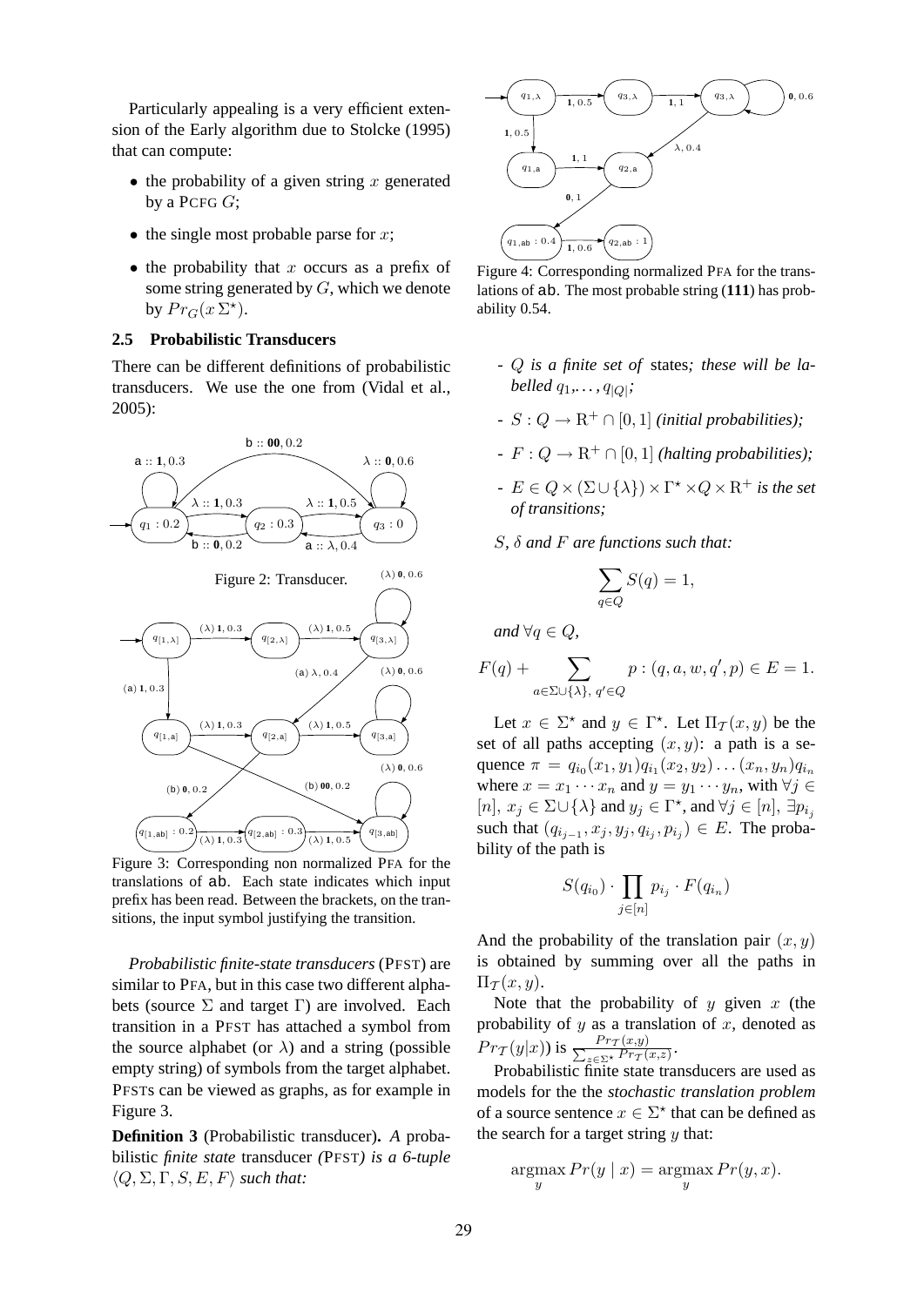Particularly appealing is a very efficient extension of the Early algorithm due to Stolcke (1995) that can compute:

- the probability of a given string $x$ generated by a PCFG $G$;
- the single most probable parse for $x$;
- the probability that $x$ occurs as a prefix of some string generated by $G$, which we denote by $Pr_G(x\,\Sigma^\star)$.

### 2.5 Probabilistic Transducers

There can be different definitions of probabilistic transducers. We use the one from (Vidal et al., 2005):

Figure 2: Transducer.

Figure 3: Corresponding non normalized PFA for the translations of ab. Each state indicates which input prefix has been read. Between the brackets, on the transitions, the input symbol justifying the transition.

*Probabilistic finite-state transducers* (PFST) are similar to PFA, but in this case two different alphabets (source $\Sigma$ and target $\Gamma$) are involved. Each transition in a PFST has attached a symbol from the source alphabet (or $\lambda$) and a string (possible empty string) of symbols from the target alphabet. PFSTs can be viewed as graphs, as for example in Figure 3.

**Definition 3** (Probabilistic transducer)**.** *A probabilistic finite state* transducer *(*PFST*) is a 6-tuple* $\langle Q, \Sigma, \Gamma, S, E, F\rangle$ *such that:*

Figure 4: Corresponding normalized PFA for the translations of ab. The most probable string (**111**) has probability 0.54.

- $Q$ *is a finite set of* states*; these will be labelled* $q_1,\ldots,q_{|Q|}$*;*
- $S : Q \to \mathbb{R}^+ \cap [0,1]$ *(initial probabilities);*
- $F : Q \to \mathbb{R}^+ \cap [0,1]$ *(halting probabilities);*
- $E \in Q \times (\Sigma \cup \{\lambda\}) \times \Gamma^\star \times Q \times \mathbb{R}^+$ *is the set of transitions;*

$S$*,* $\delta$ *and* $F$ *are functions such that:*

$$\sum_{q \in Q} S(q) = 1,$$

*and* $\forall q \in Q$*,*

$$F(q) + \sum_{a \in \Sigma \cup \{\lambda\},\ q' \in Q} p : (q, a, w, q', p) \in E = 1.$$

Let $x \in \Sigma^\star$ and $y \in \Gamma^\star$. Let $\Pi_{\mathcal{T}}(x, y)$ be the set of all paths accepting $(x, y)$: a path is a sequence $\pi = q_{i_0}(x_1, y_1)q_{i_1}(x_2, y_2)\ldots(x_n, y_n)q_{i_n}$ where $x = x_1 \cdots x_n$ and $y = y_1 \cdots y_n$, with $\forall j \in [n]$, $x_j \in \Sigma \cup \{\lambda\}$ and $y_j \in \Gamma^\star$, and $\forall j \in [n]$, $\exists p_{i_j}$ such that $(q_{i_{j-1}}, x_j, y_j, q_{i_j}, p_{i_j}) \in E$. The probability of the path is

$$S(q_{i_0}) \cdot \prod_{j \in [n]} p_{i_j} \cdot F(q_{i_n})$$

And the probability of the translation pair $(x, y)$ is obtained by summing over all the paths in $\Pi_{\mathcal{T}}(x, y)$.

Note that the probability of $y$ given $x$ (the probability of $y$ as a translation of $x$, denoted as $Pr_{\mathcal{T}}(y|x)$) is $\frac{Pr_{\mathcal{T}}(x,y)}{\sum_{z \in \Sigma^\star} Pr_{\mathcal{T}}(x,z)}$.

Probabilistic finite state transducers are used as models for the the *stochastic translation problem* of a source sentence $x \in \Sigma^\star$ that can be defined as the search for a target string $y$ that:

$$\operatorname*{argmax}_y Pr(y \mid x) = \operatorname*{argmax}_y Pr(y, x).$$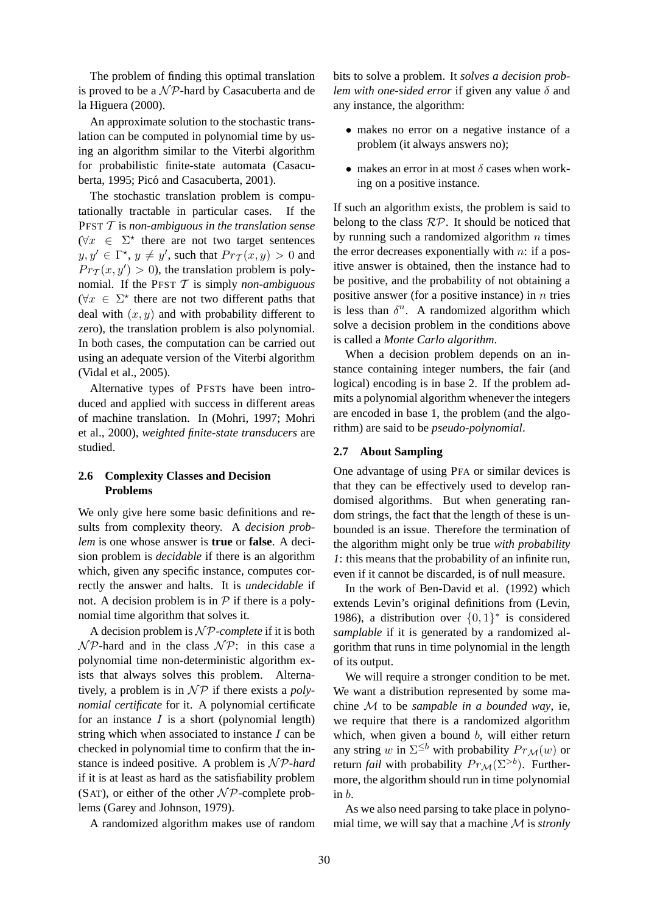The problem of finding this optimal translation is proved to be a $\mathcal{NP}$-hard by Casacuberta and de la Higuera (2000).

An approximate solution to the stochastic translation can be computed in polynomial time by using an algorithm similar to the Viterbi algorithm for probabilistic finite-state automata (Casacuberta, 1995; Picó and Casacuberta, 2001).

The stochastic translation problem is computationally tractable in particular cases. If the PFST $\mathcal{T}$ is *non-ambiguous in the translation sense* ($\forall x \in \Sigma^\star$ there are not two target sentences $y, y' \in \Gamma^\star$, $y \neq y'$, such that $Pr_{\mathcal{T}}(x, y) > 0$ and $Pr_{\mathcal{T}}(x, y') > 0$), the translation problem is polynomial. If the PFST $\mathcal{T}$ is simply *non-ambiguous* ($\forall x \in \Sigma^\star$ there are not two different paths that deal with $(x, y)$ and with probability different to zero), the translation problem is also polynomial. In both cases, the computation can be carried out using an adequate version of the Viterbi algorithm (Vidal et al., 2005).

Alternative types of PFSTs have been introduced and applied with success in different areas of machine translation. In (Mohri, 1997; Mohri et al., 2000), *weighted finite-state transducers* are studied.

### 2.6 Complexity Classes and Decision Problems

We only give here some basic definitions and results from complexity theory. A *decision problem* is one whose answer is **true** or **false**. A decision problem is *decidable* if there is an algorithm which, given any specific instance, computes correctly the answer and halts. It is *undecidable* if not. A decision problem is in $\mathcal{P}$ if there is a polynomial time algorithm that solves it.

A decision problem is $\mathcal{NP}$*-complete* if it is both $\mathcal{NP}$-hard and in the class $\mathcal{NP}$: in this case a polynomial time non-deterministic algorithm exists that always solves this problem. Alternatively, a problem is in $\mathcal{NP}$ if there exists a *polynomial certificate* for it. A polynomial certificate for an instance $I$ is a short (polynomial length) string which when associated to instance $I$ can be checked in polynomial time to confirm that the instance is indeed positive. A problem is $\mathcal{NP}$*-hard* if it is at least as hard as the satisfiability problem (SAT), or either of the other $\mathcal{NP}$-complete problems (Garey and Johnson, 1979).

A randomized algorithm makes use of random bits to solve a problem. It *solves a decision problem with one-sided error* if given any value $\delta$ and any instance, the algorithm:

- makes no error on a negative instance of a problem (it always answers no);
- makes an error in at most $\delta$ cases when working on a positive instance.

If such an algorithm exists, the problem is said to belong to the class $\mathcal{RP}$. It should be noticed that by running such a randomized algorithm $n$ times the error decreases exponentially with $n$: if a positive answer is obtained, then the instance had to be positive, and the probability of not obtaining a positive answer (for a positive instance) in $n$ tries is less than $\delta^n$. A randomized algorithm which solve a decision problem in the conditions above is called a *Monte Carlo algorithm*.

When a decision problem depends on an instance containing integer numbers, the fair (and logical) encoding is in base 2. If the problem admits a polynomial algorithm whenever the integers are encoded in base 1, the problem (and the algorithm) are said to be *pseudo-polynomial*.

### 2.7 About Sampling

One advantage of using PFA or similar devices is that they can be effectively used to develop randomised algorithms. But when generating random strings, the fact that the length of these is unbounded is an issue. Therefore the termination of the algorithm might only be true *with probability 1*: this means that the probability of an infinite run, even if it cannot be discarded, is of null measure.

In the work of Ben-David et al. (1992) which extends Levin's original definitions from (Levin, 1986), a distribution over $\{0, 1\}^*$ is considered *samplable* if it is generated by a randomized algorithm that runs in time polynomial in the length of its output.

We will require a stronger condition to be met. We want a distribution represented by some machine $\mathcal{M}$ to be *sampable in a bounded way*, ie, we require that there is a randomized algorithm which, when given a bound $b$, will either return any string $w$ in $\Sigma^{\leq b}$ with probability $Pr_{\mathcal{M}}(w)$ or return *fail* with probability $Pr_{\mathcal{M}}(\Sigma^{>b})$. Furthermore, the algorithm should run in time polynomial in $b$.

As we also need parsing to take place in polynomial time, we will say that a machine $\mathcal{M}$ is *stronly*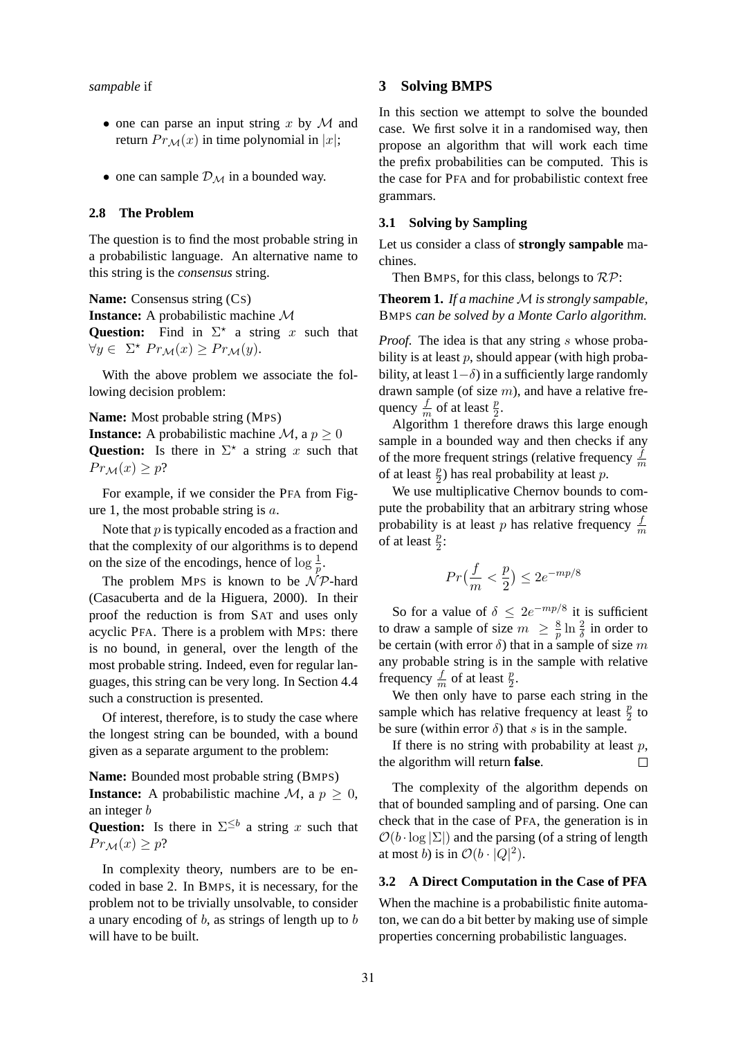*sampable* if

- one can parse an input string $x$ by $\mathcal{M}$ and return $Pr_{\mathcal{M}}(x)$ in time polynomial in $|x|$;
- one can sample $\mathcal{D}_{\mathcal{M}}$ in a bounded way.

### 2.8 The Problem

The question is to find the most probable string in a probabilistic language. An alternative name to this string is the *consensus* string.

**Name:** Consensus string (CS)
**Instance:** A probabilistic machine $\mathcal{M}$
**Question:** Find in $\Sigma^\star$ a string $x$ such that $\forall y \in \Sigma^\star \; Pr_{\mathcal{M}}(x) \geq Pr_{\mathcal{M}}(y)$.

With the above problem we associate the following decision problem:

**Name:** Most probable string (MPS)
**Instance:** A probabilistic machine $\mathcal{M}$, a $p \geq 0$
**Question:** Is there in $\Sigma^\star$ a string $x$ such that $Pr_{\mathcal{M}}(x) \geq p$?

For example, if we consider the PFA from Figure 1, the most probable string is $a$.

Note that $p$ is typically encoded as a fraction and that the complexity of our algorithms is to depend on the size of the encodings, hence of $\log \frac{1}{p}$.

The problem MPS is known to be $\mathcal{NP}$-hard (Casacuberta and de la Higuera, 2000). In their proof the reduction is from SAT and uses only acyclic PFA. There is a problem with MPS: there is no bound, in general, over the length of the most probable string. Indeed, even for regular languages, this string can be very long. In Section 4.4 such a construction is presented.

Of interest, therefore, is to study the case where the longest string can be bounded, with a bound given as a separate argument to the problem:

**Name:** Bounded most probable string (BMPS)
**Instance:** A probabilistic machine $\mathcal{M}$, a $p \geq 0$, an integer $b$
**Question:** Is there in $\Sigma^{\leq b}$ a string $x$ such that $Pr_{\mathcal{M}}(x) \geq p$?

In complexity theory, numbers are to be encoded in base 2. In BMPS, it is necessary, for the problem not to be trivially unsolvable, to consider a unary encoding of $b$, as strings of length up to $b$ will have to be built.

## 3 Solving BMPS

In this section we attempt to solve the bounded case. We first solve it in a randomised way, then propose an algorithm that will work each time the prefix probabilities can be computed. This is the case for PFA and for probabilistic context free grammars.

### 3.1 Solving by Sampling

Let us consider a class of **strongly sampable** machines.

Then BMPS, for this class, belongs to $\mathcal{RP}$:

**Theorem 1.** *If a machine $\mathcal{M}$ is strongly sampable, BMPS can be solved by a Monte Carlo algorithm.*

*Proof.* The idea is that any string $s$ whose probability is at least $p$, should appear (with high probability, at least $1-\delta$) in a sufficiently large randomly drawn sample (of size $m$), and have a relative frequency $\frac{f}{m}$ of at least $\frac{p}{2}$.

Algorithm 1 therefore draws this large enough sample in a bounded way and then checks if any of the more frequent strings (relative frequency $\frac{f}{m}$ of at least $\frac{p}{2}$) has real probability at least $p$.

We use multiplicative Chernov bounds to compute the probability that an arbitrary string whose probability is at least $p$ has relative frequency $\frac{f}{m}$ of at least $\frac{p}{2}$:

$$Pr\big(\frac{f}{m} < \frac{p}{2}\big) \leq 2e^{-mp/8}$$

So for a value of $\delta \leq 2e^{-mp/8}$ it is sufficient to draw a sample of size $m \geq \frac{8}{p} \ln \frac{2}{\delta}$ in order to be certain (with error $\delta$) that in a sample of size $m$ any probable string is in the sample with relative frequency $\frac{f}{m}$ of at least $\frac{p}{2}$.

We then only have to parse each string in the sample which has relative frequency at least $\frac{p}{2}$ to be sure (within error $\delta$) that $s$ is in the sample.

If there is no string with probability at least $p$, the algorithm will return **false**. $\square$

The complexity of the algorithm depends on that of bounded sampling and of parsing. One can check that in the case of PFA, the generation is in $\mathcal{O}(b \cdot \log |\Sigma|)$ and the parsing (of a string of length at most $b$) is in $\mathcal{O}(b \cdot |Q|^2)$.

### 3.2 A Direct Computation in the Case of PFA

When the machine is a probabilistic finite automaton, we can do a bit better by making use of simple properties concerning probabilistic languages.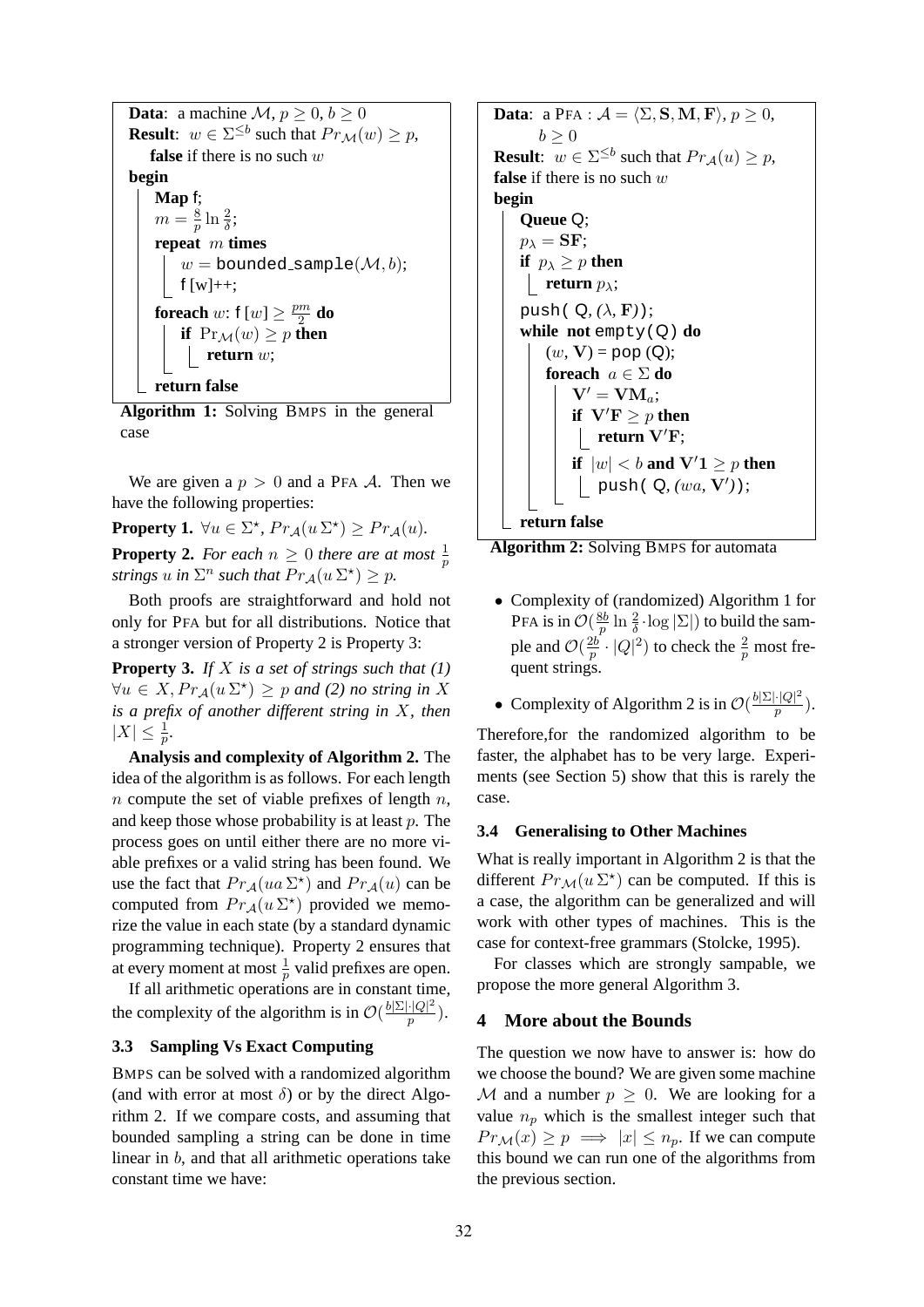```
Data: a machine M, p ≥ 0, b ≥ 0
Result: w ∈ Σ^{≤b} such that Pr_M(w) ≥ p,
    false if there is no such w
begin
    Map f;
    m = (8/p) ln (2/δ);
    repeat m times
        w = bounded_sample(M, b);
        f[w]++;
    foreach w: f[w] ≥ pm/2 do
        if Pr_M(w) ≥ p then
            return w;
    return false
```

**Algorithm 1:** Solving BMPS in the general case

We are given a $p > 0$ and a PFA $\mathcal{A}$. Then we have the following properties:

**Property 1.** $\forall u \in \Sigma^\star$, $Pr_\mathcal{A}(u\,\Sigma^\star) \geq Pr_\mathcal{A}(u)$.

**Property 2.** *For each $n \geq 0$ there are at most $\frac{1}{p}$ strings $u$ in $\Sigma^n$ such that $Pr_\mathcal{A}(u\,\Sigma^\star) \geq p$.*

Both proofs are straightforward and hold not only for PFA but for all distributions. Notice that a stronger version of Property 2 is Property 3:

**Property 3.** *If $X$ is a set of strings such that (1) $\forall u \in X, Pr_\mathcal{A}(u\,\Sigma^\star) \geq p$ and (2) no string in $X$ is a prefix of another different string in $X$, then $|X| \leq \frac{1}{p}$.*

**Analysis and complexity of Algorithm 2.** The idea of the algorithm is as follows. For each length $n$ compute the set of viable prefixes of length $n$, and keep those whose probability is at least $p$. The process goes on until either there are no more viable prefixes or a valid string has been found. We use the fact that $Pr_\mathcal{A}(ua\,\Sigma^\star)$ and $Pr_\mathcal{A}(u)$ can be computed from $Pr_\mathcal{A}(u\,\Sigma^\star)$ provided we memorize the value in each state (by a standard dynamic programming technique). Property 2 ensures that at every moment at most $\frac{1}{p}$ valid prefixes are open.

If all arithmetic operations are in constant time, the complexity of the algorithm is in $\mathcal{O}(\frac{b|\Sigma|\cdot|Q|^2}{p})$.

### 3.3 Sampling Vs Exact Computing

BMPS can be solved with a randomized algorithm (and with error at most $\delta$) or by the direct Algorithm 2. If we compare costs, and assuming that bounded sampling a string can be done in time linear in $b$, and that all arithmetic operations take constant time we have:

```
Data: a PFA : A = ⟨Σ, S, M, F⟩, p ≥ 0,
      b ≥ 0
Result: w ∈ Σ^{≤b} such that Pr_A(u) ≥ p,
false if there is no such w
begin
    Queue Q;
    p_λ = SF;
    if p_λ ≥ p then
        return p_λ;
    push( Q, (λ, F));
    while not empty(Q) do
        (w, V) = pop (Q);
        foreach a ∈ Σ do
            V' = V M_a;
            if V'F ≥ p then
                return V'F;
            if |w| < b and V'1 ≥ p then
                push( Q, (wa, V'));
    return false
```

**Algorithm 2:** Solving BMPS for automata

- Complexity of (randomized) Algorithm 1 for PFA is in $\mathcal{O}(\frac{8b}{p}\ln\frac{2}{\delta}\cdot\log|\Sigma|)$ to build the sample and $\mathcal{O}(\frac{2b}{p}\cdot|Q|^2)$ to check the $\frac{2}{p}$ most frequent strings.
- Complexity of Algorithm 2 is in $\mathcal{O}(\frac{b|\Sigma|\cdot|Q|^2}{p})$.

Therefore,for the randomized algorithm to be faster, the alphabet has to be very large. Experiments (see Section 5) show that this is rarely the case.

### 3.4 Generalising to Other Machines

What is really important in Algorithm 2 is that the different $Pr_\mathcal{M}(u\,\Sigma^\star)$ can be computed. If this is a case, the algorithm can be generalized and will work with other types of machines. This is the case for context-free grammars (Stolcke, 1995).

For classes which are strongly sampable, we propose the more general Algorithm 3.

## 4 More about the Bounds

The question we now have to answer is: how do we choose the bound? We are given some machine $\mathcal{M}$ and a number $p \geq 0$. We are looking for a value $n_p$ which is the smallest integer such that $Pr_\mathcal{M}(x) \geq p \implies |x| \leq n_p$. If we can compute this bound we can run one of the algorithms from the previous section.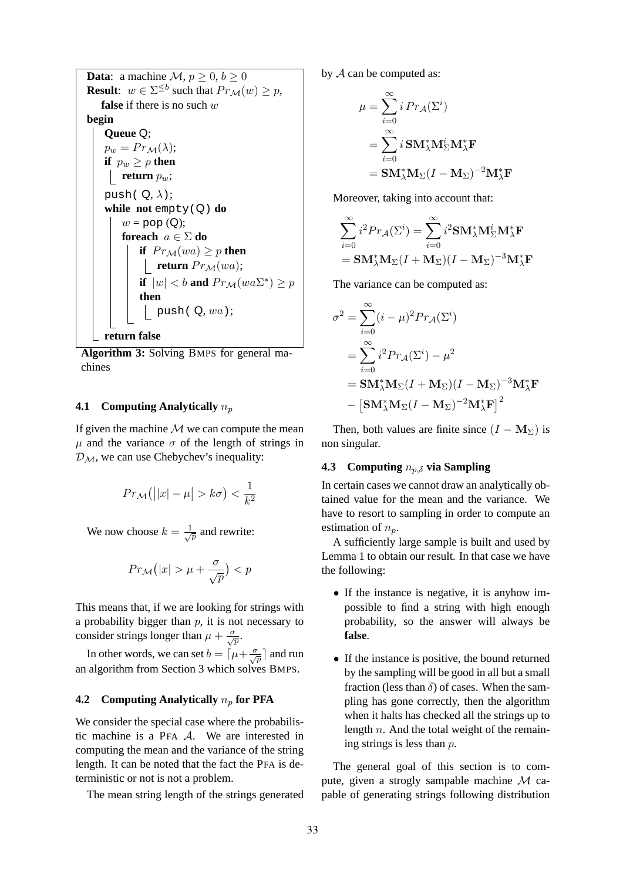```
Data: a machine M, p ≥ 0, b ≥ 0
Result: w ∈ Σ^{≤b} such that Pr_M(w) ≥ p,
    false if there is no such w
begin
    Queue Q;
    p_w = Pr_M(λ);
    if p_w ≥ p then
        return p_w;
    push( Q, λ);
    while not empty(Q) do
        w = pop (Q);
        foreach a ∈ Σ do
            if Pr_M(wa) ≥ p then
                return Pr_M(wa);
            if |w| < b and Pr_M(waΣ*) ≥ p
            then
                push( Q, wa);
    return false
```

**Algorithm 3:** Solving BMPS for general machines

### 4.1 Computing Analytically $n_p$

If given the machine $\mathcal{M}$ we can compute the mean $\mu$ and the variance $\sigma$ of the length of strings in $\mathcal{D}_{\mathcal{M}}$, we can use Chebychev's inequality:

$$Pr_{\mathcal{M}}\big(\big||x| - \mu\big| > k\sigma\big) < \frac{1}{k^2}$$

We now choose $k = \frac{1}{\sqrt{p}}$ and rewrite:

$$Pr_{\mathcal{M}}\big(|x| > \mu + \frac{\sigma}{\sqrt{p}}\big) < p$$

This means that, if we are looking for strings with a probability bigger than $p$, it is not necessary to consider strings longer than $\mu + \frac{\sigma}{\sqrt{p}}$.

In other words, we can set $b = \lceil \mu + \frac{\sigma}{\sqrt{p}} \rceil$ and run an algorithm from Section 3 which solves BMPS.

### 4.2 Computing Analytically $n_p$ for PFA

We consider the special case where the probabilistic machine is a PFA $\mathcal{A}$. We are interested in computing the mean and the variance of the string length. It can be noted that the fact the PFA is deterministic or not is not a problem.

The mean string length of the strings generated by $\mathcal{A}$ can be computed as:

$$\begin{aligned}
\mu &= \sum_{i=0}^{\infty} i\, Pr_{\mathcal{A}}(\Sigma^i) \\
&= \sum_{i=0}^{\infty} i\, \mathbf{S}\mathbf{M}_{\lambda}^{*}\mathbf{M}_{\Sigma}^{i}\mathbf{M}_{\lambda}^{*}\mathbf{F} \\
&= \mathbf{S}\mathbf{M}_{\lambda}^{*}\mathbf{M}_{\Sigma}(I - \mathbf{M}_{\Sigma})^{-2}\mathbf{M}_{\lambda}^{*}\mathbf{F}
\end{aligned}$$

Moreover, taking into account that:

$$\begin{aligned}
\sum_{i=0}^{\infty} i^2 Pr_{\mathcal{A}}(\Sigma^i) &= \sum_{i=0}^{\infty} i^2 \mathbf{S}\mathbf{M}_{\lambda}^{*}\mathbf{M}_{\Sigma}^{i}\mathbf{M}_{\lambda}^{*}\mathbf{F} \\
&= \mathbf{S}\mathbf{M}_{\lambda}^{*}\mathbf{M}_{\Sigma}(I + \mathbf{M}_{\Sigma})(I - \mathbf{M}_{\Sigma})^{-3}\mathbf{M}_{\lambda}^{*}\mathbf{F}
\end{aligned}$$

The variance can be computed as:

$$\begin{aligned}
\sigma^2 &= \sum_{i=0}^{\infty} (i - \mu)^2 Pr_{\mathcal{A}}(\Sigma^i) \\
&= \sum_{i=0}^{\infty} i^2 Pr_{\mathcal{A}}(\Sigma^i) - \mu^2 \\
&= \mathbf{S}\mathbf{M}_{\lambda}^{*}\mathbf{M}_{\Sigma}(I + \mathbf{M}_{\Sigma})(I - \mathbf{M}_{\Sigma})^{-3}\mathbf{M}_{\lambda}^{*}\mathbf{F} \\
&\quad - \left[\mathbf{S}\mathbf{M}_{\lambda}^{*}\mathbf{M}_{\Sigma}(I - \mathbf{M}_{\Sigma})^{-2}\mathbf{M}_{\lambda}^{*}\mathbf{F}\right]^2
\end{aligned}$$

Then, both values are finite since $(I - \mathbf{M}_{\Sigma})$ is non singular.

### 4.3 Computing $n_{p,\delta}$ via Sampling

In certain cases we cannot draw an analytically obtained value for the mean and the variance. We have to resort to sampling in order to compute an estimation of $n_p$.

A sufficiently large sample is built and used by Lemma 1 to obtain our result. In that case we have the following:

- If the instance is negative, it is anyhow impossible to find a string with high enough probability, so the answer will always be **false**.
- If the instance is positive, the bound returned by the sampling will be good in all but a small fraction (less than $\delta$) of cases. When the sampling has gone correctly, then the algorithm when it halts has checked all the strings up to length $n$. And the total weight of the remaining strings is less than $p$.

The general goal of this section is to compute, given a strogly sampable machine $\mathcal{M}$ capable of generating strings following distribution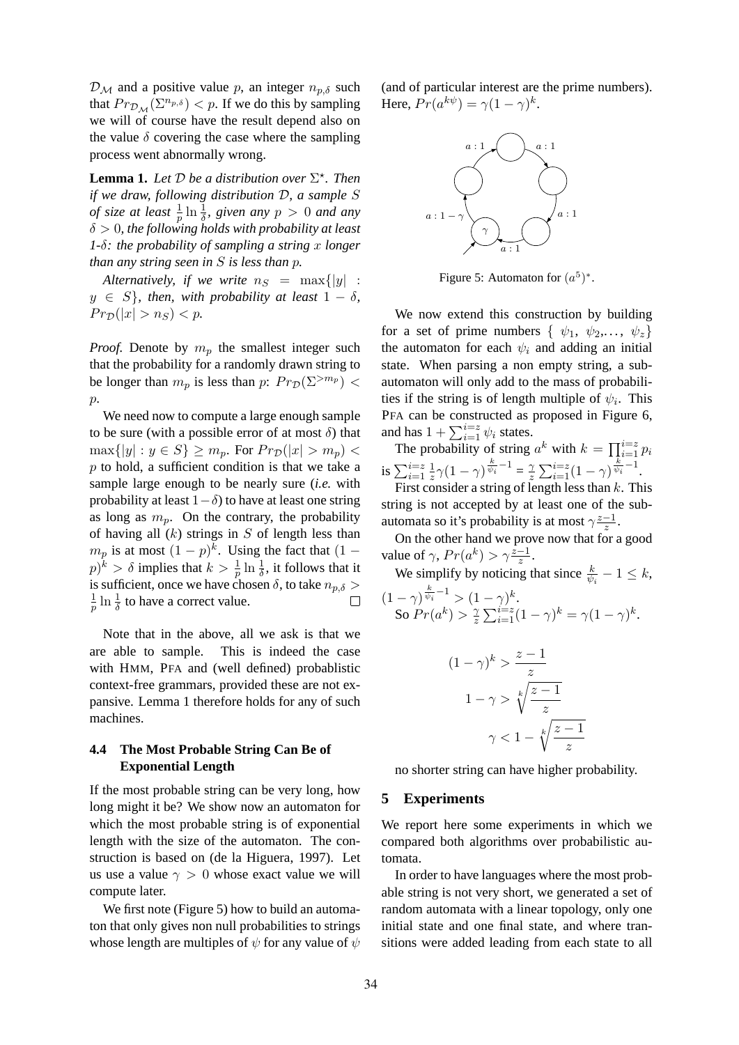$\mathcal{D}_\mathcal{M}$ and a positive value $p$, an integer $n_{p,\delta}$ such that $Pr_{\mathcal{D}_\mathcal{M}}(\Sigma^{n_{p,\delta}}) < p$. If we do this by sampling we will of course have the result depend also on the value $\delta$ covering the case where the sampling process went abnormally wrong.

**Lemma 1.** *Let $\mathcal{D}$ be a distribution over $\Sigma^\star$. Then if we draw, following distribution $\mathcal{D}$, a sample $S$ of size at least $\frac{1}{p}\ln\frac{1}{\delta}$, given any $p > 0$ and any $\delta > 0$, the following holds with probability at least 1-$\delta$: the probability of sampling a string $x$ longer than any string seen in $S$ is less than $p$.*

*Alternatively, if we write $n_S = \max\{|y| : y \in S\}$, then, with probability at least $1 - \delta$, $Pr_\mathcal{D}(|x| > n_S) < p$.*

*Proof.* Denote by $m_p$ the smallest integer such that the probability for a randomly drawn string to be longer than $m_p$ is less than $p$: $Pr_\mathcal{D}(\Sigma^{>m_p}) < p$.

We need now to compute a large enough sample to be sure (with a possible error of at most $\delta$) that $\max\{|y| : y \in S\} \geq m_p$. For $Pr_\mathcal{D}(|x| > m_p) < p$ to hold, a sufficient condition is that we take a sample large enough to be nearly sure (*i.e.* with probability at least $1-\delta$) to have at least one string as long as $m_p$. On the contrary, the probability of having all ($k$) strings in $S$ of length less than $m_p$ is at most $(1-p)^k$. Using the fact that $(1-p)^k > \delta$ implies that $k > \frac{1}{p}\ln\frac{1}{\delta}$, it follows that it is sufficient, once we have chosen $\delta$, to take $n_{p,\delta} > \frac{1}{p}\ln\frac{1}{\delta}$ to have a correct value. □

Note that in the above, all we ask is that we are able to sample. This is indeed the case with HMM, PFA and (well defined) problablistic context-free grammars, provided these are not expansive. Lemma 1 therefore holds for any of such machines.

### 4.4 The Most Probable String Can Be of Exponential Length

If the most probable string can be very long, how long might it be? We show now an automaton for which the most probable string is of exponential length with the size of the automaton. The construction is based on (de la Higuera, 1997). Let us use a value $\gamma > 0$ whose exact value we will compute later.

We first note (Figure 5) how to build an automaton that only gives non null probabilities to strings whose length are multiples of $\psi$ for any value of $\psi$ (and of particular interest are the prime numbers). Here, $Pr(a^{k\psi}) = \gamma(1-\gamma)^k$.

Figure 5: Automaton for $(a^5)^*$.

We now extend this construction by building for a set of prime numbers $\{\psi_1, \psi_2, \ldots, \psi_z\}$ the automaton for each $\psi_i$ and adding an initial state. When parsing a non empty string, a sub-automaton will only add to the mass of probabilities if the string is of length multiple of $\psi_i$. This PFA can be constructed as proposed in Figure 6, and has $1 + \sum_{i=1}^{i=z}\psi_i$ states.

The probability of string $a^k$ with $k = \prod_{i=1}^{i=z} p_i$ is $\sum_{i=1}^{i=z}\frac{1}{z}\gamma(1-\gamma)^{\frac{k}{\psi_i}-1} = \frac{\gamma}{z}\sum_{i=1}^{i=z}(1-\gamma)^{\frac{k}{\psi_i}-1}$.

First consider a string of length less than $k$. This string is not accepted by at least one of the sub-automata so it's probability is at most $\gamma\frac{z-1}{z}$.

On the other hand we prove now that for a good value of $\gamma$, $Pr(a^k) > \gamma\frac{z-1}{z}$.

We simplify by noticing that since $\frac{k}{\psi_i} - 1 \leq k$, $(1-\gamma)^{\frac{k}{\psi_i}-1} > (1-\gamma)^k$.

So $Pr(a^k) > \frac{\gamma}{z}\sum_{i=1}^{i=z}(1-\gamma)^k = \gamma(1-\gamma)^k$.

$$(1-\gamma)^k > \frac{z-1}{z}$$

$$1-\gamma > \sqrt[k]{\frac{z-1}{z}}$$

$$\gamma < 1 - \sqrt[k]{\frac{z-1}{z}}$$

no shorter string can have higher probability.

## 5 Experiments

We report here some experiments in which we compared both algorithms over probabilistic automata.

In order to have languages where the most probable string is not very short, we generated a set of random automata with a linear topology, only one initial state and one final state, and where transitions were added leading from each state to all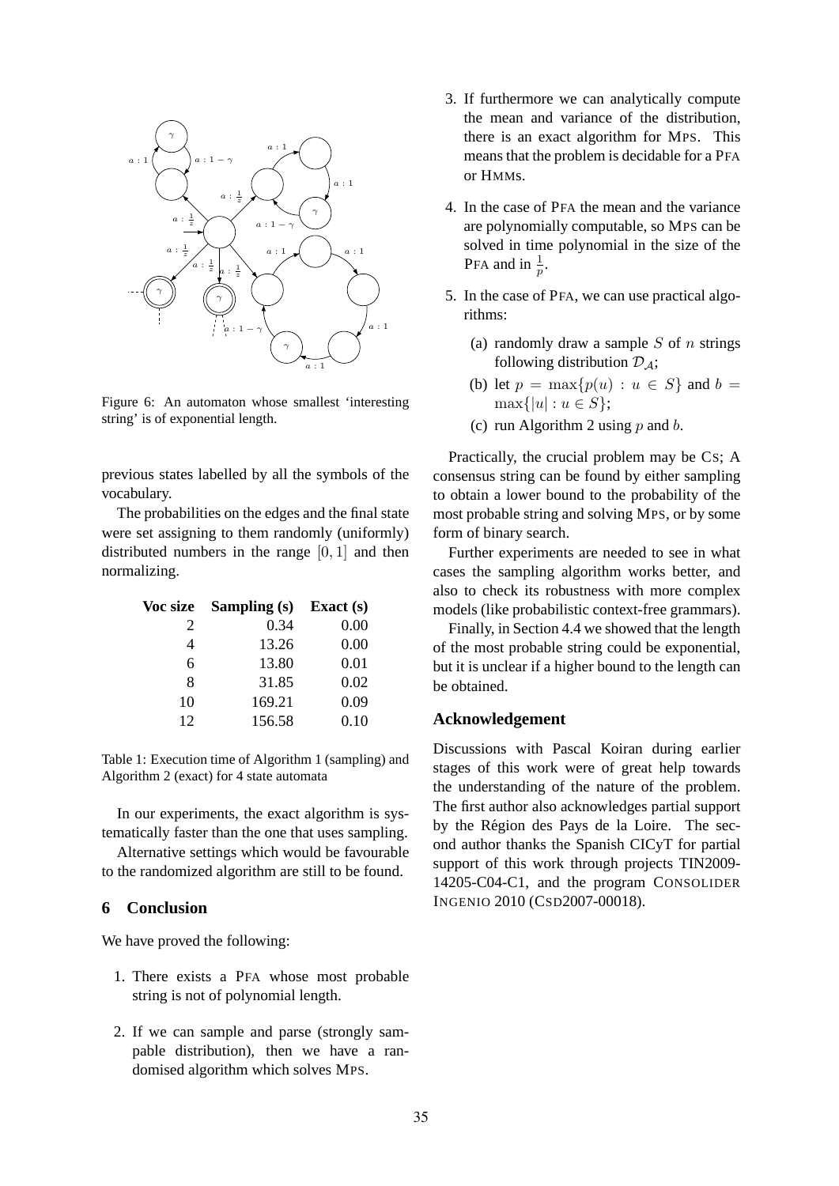Figure 6: An automaton whose smallest 'interesting string' is of exponential length.

previous states labelled by all the symbols of the vocabulary.

The probabilities on the edges and the final state were set assigning to them randomly (uniformly) distributed numbers in the range $[0, 1]$ and then normalizing.

| Voc size | Sampling (s) | Exact (s) |
|---|---|---|
| 2 | 0.34 | 0.00 |
| 4 | 13.26 | 0.00 |
| 6 | 13.80 | 0.01 |
| 8 | 31.85 | 0.02 |
| 10 | 169.21 | 0.09 |
| 12 | 156.58 | 0.10 |

Table 1: Execution time of Algorithm 1 (sampling) and Algorithm 2 (exact) for 4 state automata

In our experiments, the exact algorithm is systematically faster than the one that uses sampling.

Alternative settings which would be favourable to the randomized algorithm are still to be found.

## 6 Conclusion

We have proved the following:

1. There exists a PFA whose most probable string is not of polynomial length.
2. If we can sample and parse (strongly sampable distribution), then we have a randomised algorithm which solves MPS.
3. If furthermore we can analytically compute the mean and variance of the distribution, there is an exact algorithm for MPS. This means that the problem is decidable for a PFA or HMMs.
4. In the case of PFA the mean and the variance are polynomially computable, so MPS can be solved in time polynomial in the size of the PFA and in $\frac{1}{p}$.
5. In the case of PFA, we can use practical algorithms:
   (a) randomly draw a sample $S$ of $n$ strings following distribution $\mathcal{D}_{\mathcal{A}}$;
   (b) let $p = \max\{p(u) : u \in S\}$ and $b = \max\{|u| : u \in S\}$;
   (c) run Algorithm 2 using $p$ and $b$.

Practically, the crucial problem may be CS; A consensus string can be found by either sampling to obtain a lower bound to the probability of the most probable string and solving MPS, or by some form of binary search.

Further experiments are needed to see in what cases the sampling algorithm works better, and also to check its robustness with more complex models (like probabilistic context-free grammars).

Finally, in Section 4.4 we showed that the length of the most probable string could be exponential, but it is unclear if a higher bound to the length can be obtained.

## Acknowledgement

Discussions with Pascal Koiran during earlier stages of this work were of great help towards the understanding of the nature of the problem. The first author also acknowledges partial support by the Région des Pays de la Loire. The second author thanks the Spanish CICyT for partial support of this work through projects TIN2009-14205-C04-C1, and the program CONSOLIDER INGENIO 2010 (CSD2007-00018).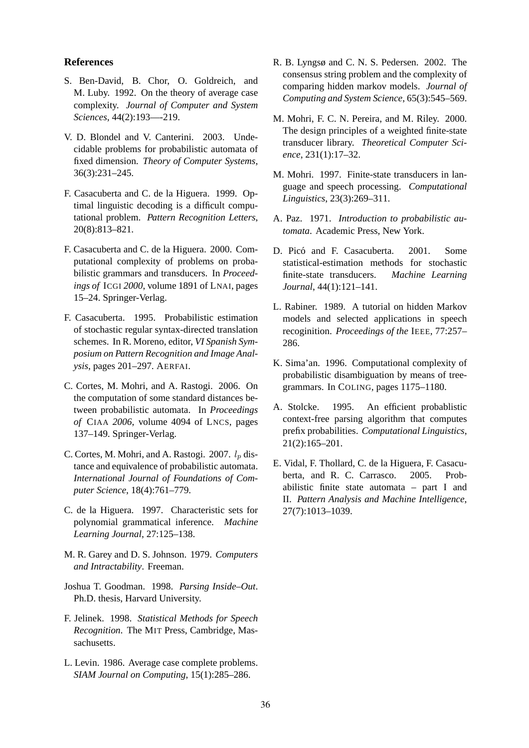## References

S. Ben-David, B. Chor, O. Goldreich, and M. Luby. 1992. On the theory of average case complexity. *Journal of Computer and System Sciences*, 44(2):193—-219.

V. D. Blondel and V. Canterini. 2003. Undecidable problems for probabilistic automata of fixed dimension. *Theory of Computer Systems*, 36(3):231–245.

F. Casacuberta and C. de la Higuera. 1999. Optimal linguistic decoding is a difficult computational problem. *Pattern Recognition Letters*, 20(8):813–821.

F. Casacuberta and C. de la Higuera. 2000. Computational complexity of problems on probabilistic grammars and transducers. In *Proceedings of* ICGI *2000*, volume 1891 of LNAI, pages 15–24. Springer-Verlag.

F. Casacuberta. 1995. Probabilistic estimation of stochastic regular syntax-directed translation schemes. In R. Moreno, editor, *VI Spanish Symposium on Pattern Recognition and Image Analysis*, pages 201–297. AERFAI.

C. Cortes, M. Mohri, and A. Rastogi. 2006. On the computation of some standard distances between probabilistic automata. In *Proceedings of* CIAA *2006*, volume 4094 of LNCS, pages 137–149. Springer-Verlag.

C. Cortes, M. Mohri, and A. Rastogi. 2007. $l_p$ distance and equivalence of probabilistic automata. *International Journal of Foundations of Computer Science*, 18(4):761–779.

C. de la Higuera. 1997. Characteristic sets for polynomial grammatical inference. *Machine Learning Journal*, 27:125–138.

M. R. Garey and D. S. Johnson. 1979. *Computers and Intractability*. Freeman.

Joshua T. Goodman. 1998. *Parsing Inside–Out*. Ph.D. thesis, Harvard University.

F. Jelinek. 1998. *Statistical Methods for Speech Recognition*. The MIT Press, Cambridge, Massachusetts.

L. Levin. 1986. Average case complete problems. *SIAM Journal on Computing*, 15(1):285–286.

R. B. Lyngsø and C. N. S. Pedersen. 2002. The consensus string problem and the complexity of comparing hidden markov models. *Journal of Computing and System Science*, 65(3):545–569.

M. Mohri, F. C. N. Pereira, and M. Riley. 2000. The design principles of a weighted finite-state transducer library. *Theoretical Computer Science*, 231(1):17–32.

M. Mohri. 1997. Finite-state transducers in language and speech processing. *Computational Linguistics*, 23(3):269–311.

A. Paz. 1971. *Introduction to probabilistic automata*. Academic Press, New York.

D. Picó and F. Casacuberta. 2001. Some statistical-estimation methods for stochastic finite-state transducers. *Machine Learning Journal*, 44(1):121–141.

L. Rabiner. 1989. A tutorial on hidden Markov models and selected applications in speech recoginition. *Proceedings of the* IEEE, 77:257–286.

K. Sima'an. 1996. Computational complexity of probabilistic disambiguation by means of tree-grammars. In COLING, pages 1175–1180.

A. Stolcke. 1995. An efficient probablistic context-free parsing algorithm that computes prefix probabilities. *Computational Linguistics*, 21(2):165–201.

E. Vidal, F. Thollard, C. de la Higuera, F. Casacuberta, and R. C. Carrasco. 2005. Probabilistic finite state automata – part I and II. *Pattern Analysis and Machine Intelligence*, 27(7):1013–1039.